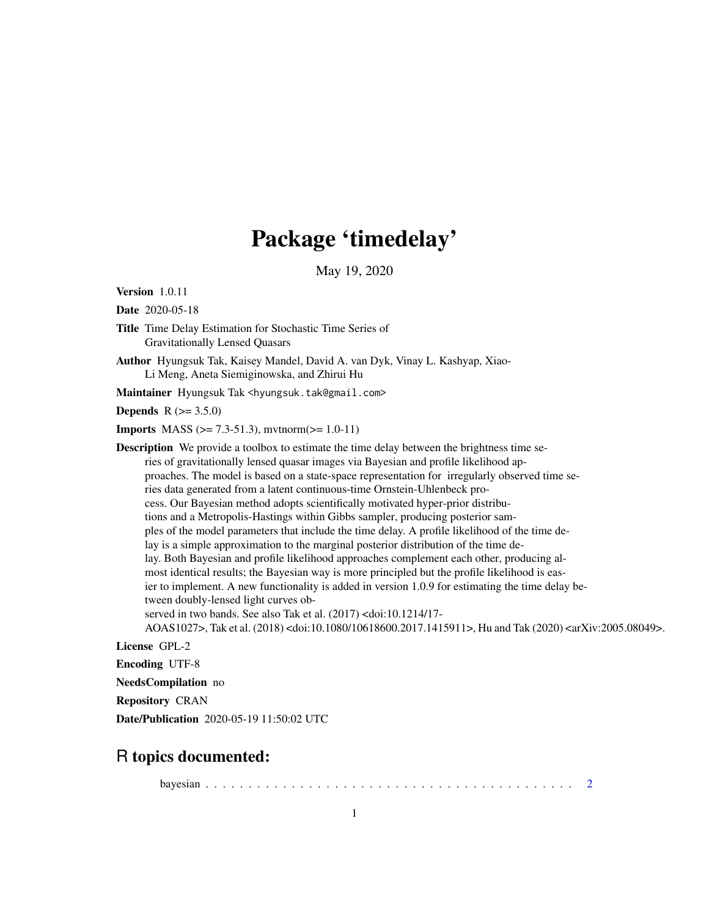# Package 'timedelay'

May 19, 2020

**Version** 1.0.11

**Date** 2020-05-18

**Title** Time Delay Estimation for Stochastic Time Series of Gravitationally Lensed Quasars

**Author** Hyungsuk Tak, Kaisey Mandel, David A. van Dyk, Vinay L. Kashyap, Xiao-Li Meng, Aneta Siemiginowska, and Zhirui Hu

**Maintainer** Hyungsuk Tak <hyungsuk.tak@gmail.com>

**Depends** R (>= 3.5.0)

**Imports** MASS (>= 7.3-51.3), mvtnorm(>= 1.0-11)

**Description** We provide a toolbox to estimate the time delay between the brightness time series of gravitationally lensed quasar images via Bayesian and profile likelihood approaches. The model is based on a state-space representation for irregularly observed time series data generated from a latent continuous-time Ornstein-Uhlenbeck process. Our Bayesian method adopts scientifically motivated hyper-prior distributions and a Metropolis-Hastings within Gibbs sampler, producing posterior samples of the model parameters that include the time delay. A profile likelihood of the time delay is a simple approximation to the marginal posterior distribution of the time delay. Both Bayesian and profile likelihood approaches complement each other, producing almost identical results; the Bayesian way is more principled but the profile likelihood is easier to implement. A new functionality is added in version 1.0.9 for estimating the time delay between doubly-lensed light curves observed in two bands. See also Tak et al. (2017) <doi:10.1214/17-AOAS1027>, Tak et al. (2018) <doi:10.1080/10618600.2017.1415911>, Hu and Tak (2020) <arXiv:2005.08049>.

**License** GPL-2

**Encoding** UTF-8

**NeedsCompilation** no

**Repository** CRAN

**Date/Publication** 2020-05-19 11:50:02 UTC

## R topics documented:

bayesian . . . . . . . . . . . . . . . . . . . . . . . . . . . . . . . . . . . . . . . . . . . 2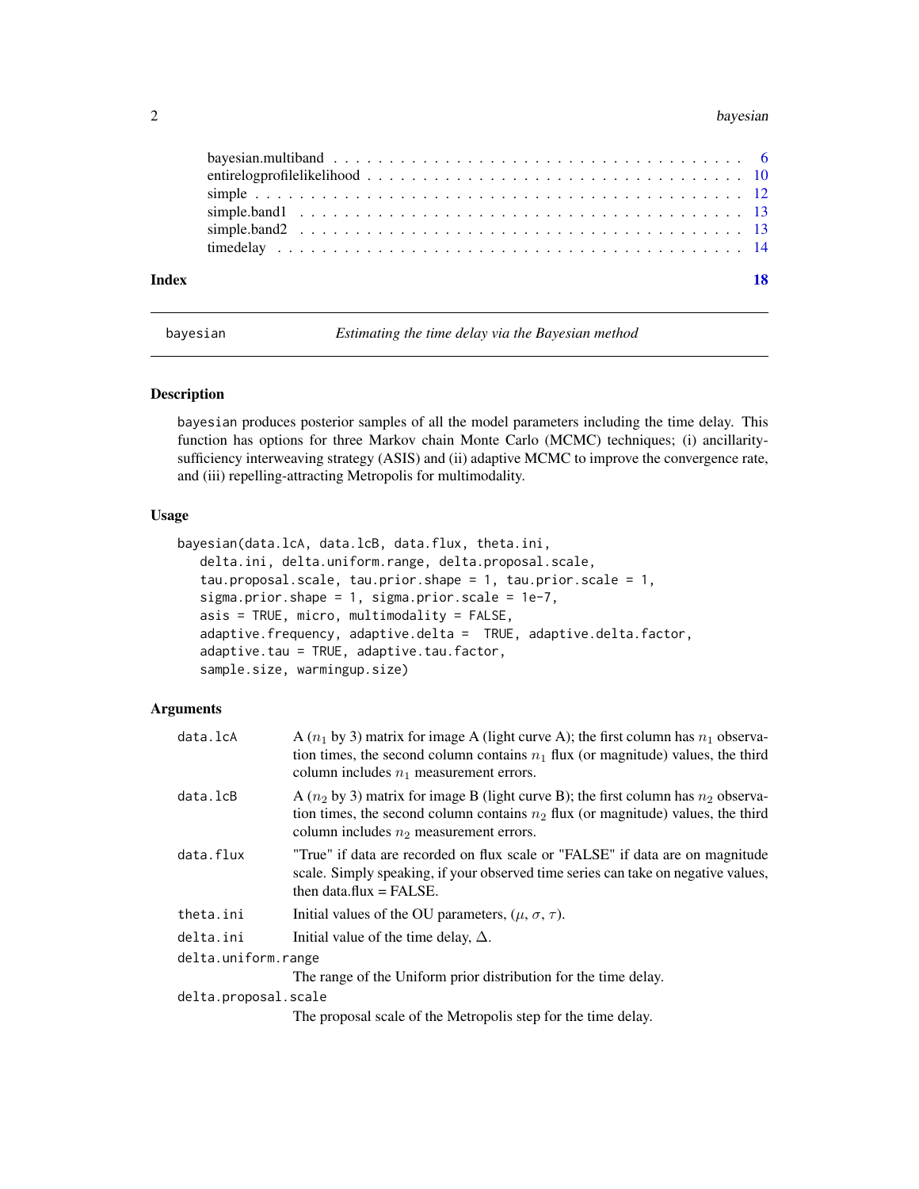bayesian.multiband . . . . . . . . . . . . . . . . . . . . . . . . . . . . . . . . . . . 6
entirelogprofilelikelihood . . . . . . . . . . . . . . . . . . . . . . . . . . . . . . . . 10
simple . . . . . . . . . . . . . . . . . . . . . . . . . . . . . . . . . . . . . . . . . 12
simple.band1 . . . . . . . . . . . . . . . . . . . . . . . . . . . . . . . . . . . . . 13
simple.band2 . . . . . . . . . . . . . . . . . . . . . . . . . . . . . . . . . . . . . 13
timedelay . . . . . . . . . . . . . . . . . . . . . . . . . . . . . . . . . . . . . . . 14

**Index** **18**

---

`bayesian` *Estimating the time delay via the Bayesian method*

---

## Description

`bayesian` produces posterior samples of all the model parameters including the time delay. This function has options for three Markov chain Monte Carlo (MCMC) techniques; (i) ancillarity-sufficiency interweaving strategy (ASIS) and (ii) adaptive MCMC to improve the convergence rate, and (iii) repelling-attracting Metropolis for multimodality.

## Usage

```
bayesian(data.lcA, data.lcB, data.flux, theta.ini,
   delta.ini, delta.uniform.range, delta.proposal.scale,
   tau.proposal.scale, tau.prior.shape = 1, tau.prior.scale = 1,
   sigma.prior.shape = 1, sigma.prior.scale = 1e-7,
   asis = TRUE, micro, multimodality = FALSE,
   adaptive.frequency, adaptive.delta =  TRUE, adaptive.delta.factor,
   adaptive.tau = TRUE, adaptive.tau.factor,
   sample.size, warmingup.size)
```

## Arguments

`data.lcA` A ($n_1$ by 3) matrix for image A (light curve A); the first column has $n_1$ observation times, the second column contains $n_1$ flux (or magnitude) values, the third column includes $n_1$ measurement errors.

`data.lcB` A ($n_2$ by 3) matrix for image B (light curve B); the first column has $n_2$ observation times, the second column contains $n_2$ flux (or magnitude) values, the third column includes $n_2$ measurement errors.

`data.flux` "True" if data are recorded on flux scale or "FALSE" if data are on magnitude scale. Simply speaking, if your observed time series can take on negative values, then data.flux = FALSE.

`theta.ini` Initial values of the OU parameters, ($\mu$, $\sigma$, $\tau$).

`delta.ini` Initial value of the time delay, $\Delta$.

`delta.uniform.range`
The range of the Uniform prior distribution for the time delay.

`delta.proposal.scale`
The proposal scale of the Metropolis step for the time delay.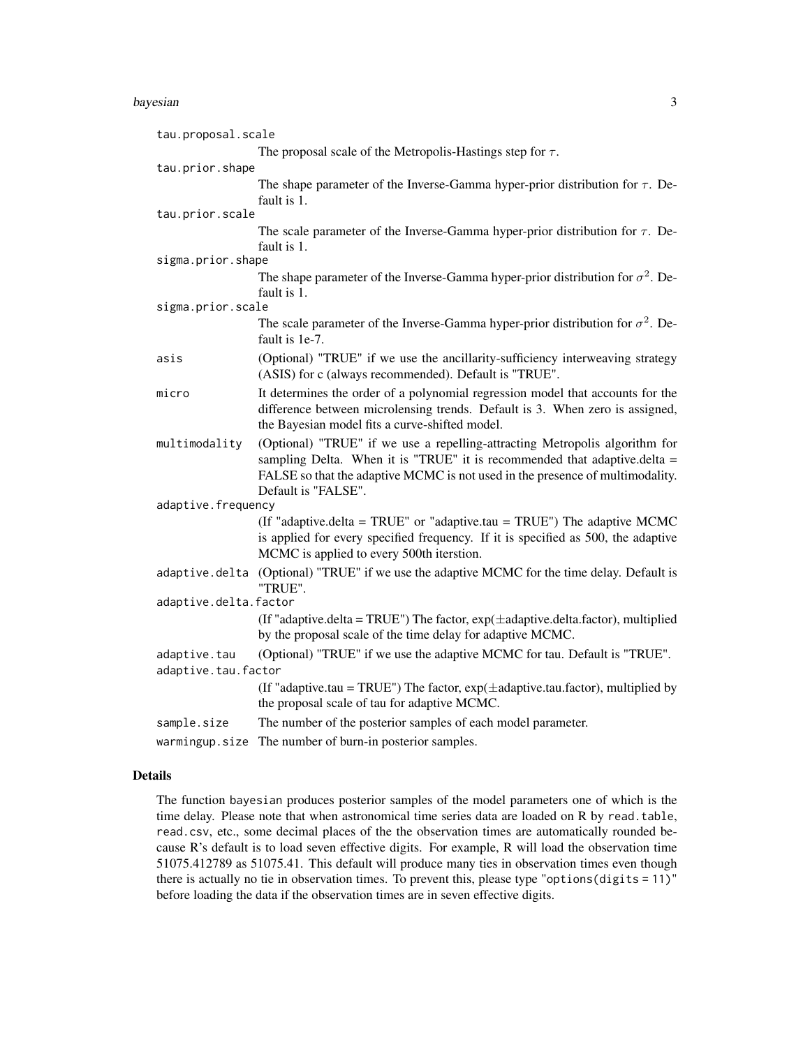`tau.proposal.scale`
: The proposal scale of the Metropolis-Hastings step for $\tau$.

`tau.prior.shape`
: The shape parameter of the Inverse-Gamma hyper-prior distribution for $\tau$. Default is 1.

`tau.prior.scale`
: The scale parameter of the Inverse-Gamma hyper-prior distribution for $\tau$. Default is 1.

`sigma.prior.shape`
: The shape parameter of the Inverse-Gamma hyper-prior distribution for $\sigma^2$. Default is 1.

`sigma.prior.scale`
: The scale parameter of the Inverse-Gamma hyper-prior distribution for $\sigma^2$. Default is 1e-7.

`asis`
: (Optional) "TRUE" if we use the ancillarity-sufficiency interweaving strategy (ASIS) for c (always recommended). Default is "TRUE".

`micro`
: It determines the order of a polynomial regression model that accounts for the difference between microlensing trends. Default is 3. When zero is assigned, the Bayesian model fits a curve-shifted model.

`multimodality`
: (Optional) "TRUE" if we use a repelling-attracting Metropolis algorithm for sampling Delta. When it is "TRUE" it is recommended that adaptive.delta = FALSE so that the adaptive MCMC is not used in the presence of multimodality. Default is "FALSE".

`adaptive.frequency`
: (If "adaptive.delta = TRUE" or "adaptive.tau = TRUE") The adaptive MCMC is applied for every specified frequency. If it is specified as 500, the adaptive MCMC is applied to every 500th iterstion.

`adaptive.delta`
: (Optional) "TRUE" if we use the adaptive MCMC for the time delay. Default is "TRUE".

`adaptive.delta.factor`
: (If "adaptive.delta = TRUE") The factor, exp($\pm$adaptive.delta.factor), multiplied by the proposal scale of the time delay for adaptive MCMC.

`adaptive.tau`
: (Optional) "TRUE" if we use the adaptive MCMC for tau. Default is "TRUE".

`adaptive.tau.factor`
: (If "adaptive.tau = TRUE") The factor, exp($\pm$adaptive.tau.factor), multiplied by the proposal scale of tau for adaptive MCMC.

`sample.size`
: The number of the posterior samples of each model parameter.

`warmingup.size`
: The number of burn-in posterior samples.

## Details

The function `bayesian` produces posterior samples of the model parameters one of which is the time delay. Please note that when astronomical time series data are loaded on R by `read.table`, `read.csv`, etc., some decimal places of the the observation times are automatically rounded because R's default is to load seven effective digits. For example, R will load the observation time 51075.412789 as 51075.41. This default will produce many ties in observation times even though there is actually no tie in observation times. To prevent this, please type "`options(digits = 11)`" before loading the data if the observation times are in seven effective digits.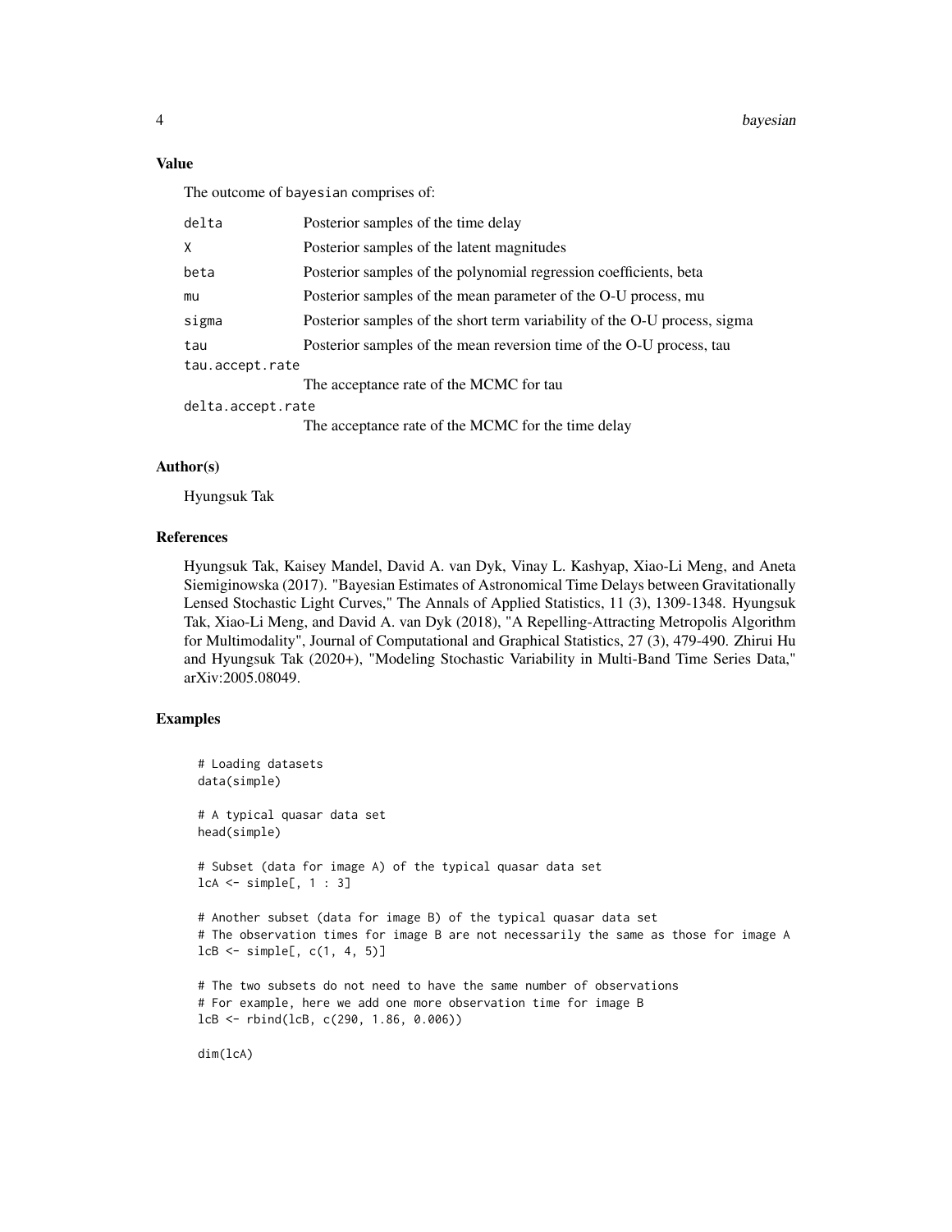### Value

The outcome of bayesian comprises of:

| | |
|---|---|
| delta | Posterior samples of the time delay |
| X | Posterior samples of the latent magnitudes |
| beta | Posterior samples of the polynomial regression coefficients, beta |
| mu | Posterior samples of the mean parameter of the O-U process, mu |
| sigma | Posterior samples of the short term variability of the O-U process, sigma |
| tau | Posterior samples of the mean reversion time of the O-U process, tau |
| tau.accept.rate | The acceptance rate of the MCMC for tau |
| delta.accept.rate | The acceptance rate of the MCMC for the time delay |

### Author(s)

Hyungsuk Tak

### References

Hyungsuk Tak, Kaisey Mandel, David A. van Dyk, Vinay L. Kashyap, Xiao-Li Meng, and Aneta Siemiginowska (2017). "Bayesian Estimates of Astronomical Time Delays between Gravitationally Lensed Stochastic Light Curves," The Annals of Applied Statistics, 11 (3), 1309-1348. Hyungsuk Tak, Xiao-Li Meng, and David A. van Dyk (2018), "A Repelling-Attracting Metropolis Algorithm for Multimodality", Journal of Computational and Graphical Statistics, 27 (3), 479-490. Zhirui Hu and Hyungsuk Tak (2020+), "Modeling Stochastic Variability in Multi-Band Time Series Data," arXiv:2005.08049.

### Examples

```
# Loading datasets
data(simple)

# A typical quasar data set
head(simple)

# Subset (data for image A) of the typical quasar data set
lcA <- simple[, 1 : 3]

# Another subset (data for image B) of the typical quasar data set
# The observation times for image B are not necessarily the same as those for image A
lcB <- simple[, c(1, 4, 5)]

# The two subsets do not need to have the same number of observations
# For example, here we add one more observation time for image B
lcB <- rbind(lcB, c(290, 1.86, 0.006))

dim(lcA)
```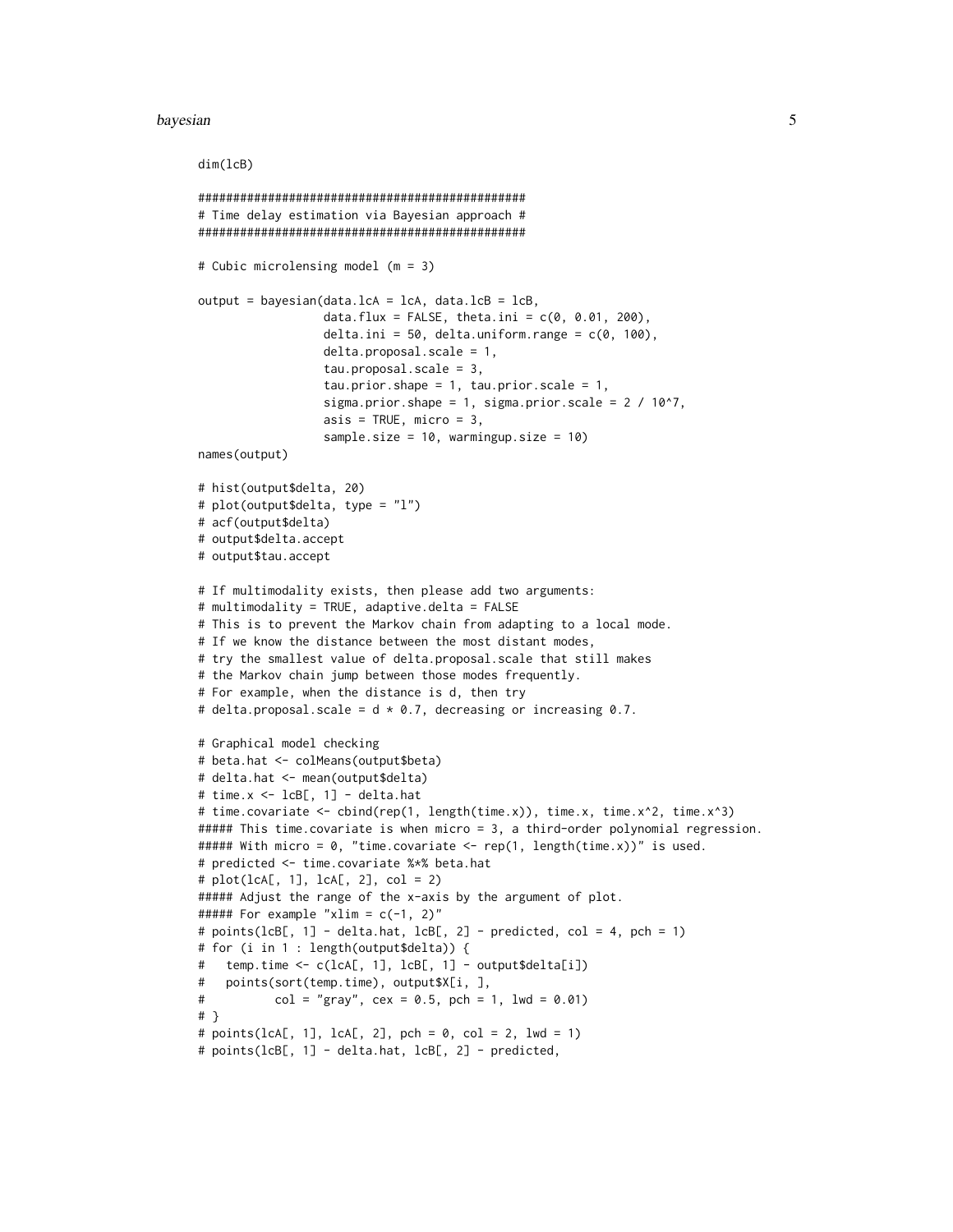```
dim(lcB)

###############################################
# Time delay estimation via Bayesian approach #
###############################################

# Cubic microlensing model (m = 3)

output = bayesian(data.lcA = lcA, data.lcB = lcB,
                  data.flux = FALSE, theta.ini = c(0, 0.01, 200),
                  delta.ini = 50, delta.uniform.range = c(0, 100),
                  delta.proposal.scale = 1,
                  tau.proposal.scale = 3,
                  tau.prior.shape = 1, tau.prior.scale = 1,
                  sigma.prior.shape = 1, sigma.prior.scale = 2 / 10^7,
                  asis = TRUE, micro = 3,
                  sample.size = 10, warmingup.size = 10)
names(output)

# hist(output$delta, 20)
# plot(output$delta, type = "l")
# acf(output$delta)
# output$delta.accept
# output$tau.accept

# If multimodality exists, then please add two arguments:
# multimodality = TRUE, adaptive.delta = FALSE
# This is to prevent the Markov chain from adapting to a local mode.
# If we know the distance between the most distant modes,
# try the smallest value of delta.proposal.scale that still makes
# the Markov chain jump between those modes frequently.
# For example, when the distance is d, then try
# delta.proposal.scale = d * 0.7, decreasing or increasing 0.7.

# Graphical model checking
# beta.hat <- colMeans(output$beta)
# delta.hat <- mean(output$delta)
# time.x <- lcB[, 1] - delta.hat
# time.covariate <- cbind(rep(1, length(time.x)), time.x, time.x^2, time.x^3)
##### This time.covariate is when micro = 3, a third-order polynomial regression.
##### With micro = 0, "time.covariate <- rep(1, length(time.x))" is used.
# predicted <- time.covariate %*% beta.hat
# plot(lcA[, 1], lcA[, 2], col = 2)
##### Adjust the range of the x-axis by the argument of plot.
##### For example "xlim = c(-1, 2)"
# points(lcB[, 1] - delta.hat, lcB[, 2] - predicted, col = 4, pch = 1)
# for (i in 1 : length(output$delta)) {
#   temp.time <- c(lcA[, 1], lcB[, 1] - output$delta[i])
#   points(sort(temp.time), output$X[i, ],
#          col = "gray", cex = 0.5, pch = 1, lwd = 0.01)
# }
# points(lcA[, 1], lcA[, 2], pch = 0, col = 2, lwd = 1)
# points(lcB[, 1] - delta.hat, lcB[, 2] - predicted,
```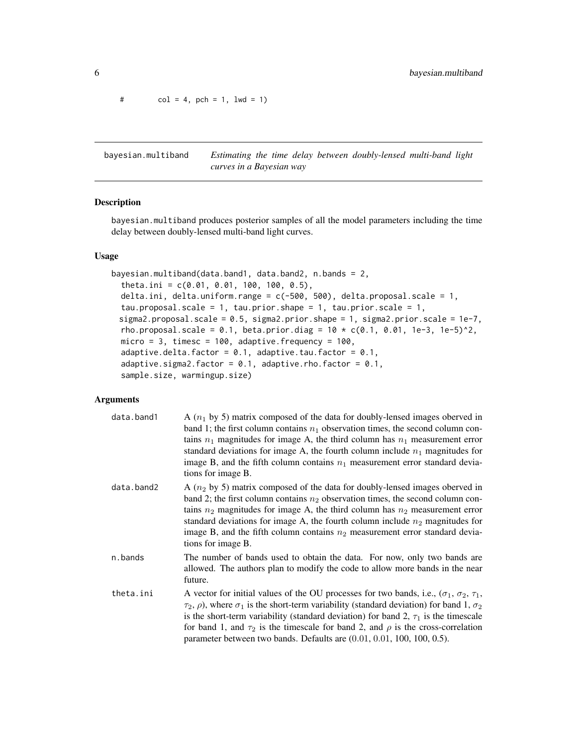```
#        col = 4, pch = 1, lwd = 1)
```

## bayesian.multiband — *Estimating the time delay between doubly-lensed multi-band light curves in a Bayesian way*

### Description

bayesian.multiband produces posterior samples of all the model parameters including the time delay between doubly-lensed multi-band light curves.

### Usage

```
bayesian.multiband(data.band1, data.band2, n.bands = 2,
  theta.ini = c(0.01, 0.01, 100, 100, 0.5),
  delta.ini, delta.uniform.range = c(-500, 500), delta.proposal.scale = 1,
  tau.proposal.scale = 1, tau.prior.shape = 1, tau.prior.scale = 1,
  sigma2.proposal.scale = 0.5, sigma2.prior.shape = 1, sigma2.prior.scale = 1e-7,
  rho.proposal.scale = 0.1, beta.prior.diag = 10 * c(0.1, 0.01, 1e-3, 1e-5)^2,
  micro = 3, timesc = 100, adaptive.frequency = 100,
  adaptive.delta.factor = 0.1, adaptive.tau.factor = 0.1,
  adaptive.sigma2.factor = 0.1, adaptive.rho.factor = 0.1,
  sample.size, warmingup.size)
```

### Arguments

| | |
|---|---|
| data.band1 | A ($n_1$ by 5) matrix composed of the data for doubly-lensed images oberved in band 1; the first column contains $n_1$ observation times, the second column contains $n_1$ magnitudes for image A, the third column has $n_1$ measurement error standard deviations for image A, the fourth column include $n_1$ magnitudes for image B, and the fifth column contains $n_1$ measurement error standard deviations for image B. |
| data.band2 | A ($n_2$ by 5) matrix composed of the data for doubly-lensed images oberved in band 2; the first column contains $n_2$ observation times, the second column contains $n_2$ magnitudes for image A, the third column has $n_2$ measurement error standard deviations for image A, the fourth column include $n_2$ magnitudes for image B, and the fifth column contains $n_2$ measurement error standard deviations for image B. |
| n.bands | The number of bands used to obtain the data. For now, only two bands are allowed. The authors plan to modify the code to allow more bands in the near future. |
| theta.ini | A vector for initial values of the OU processes for two bands, i.e., ($\sigma_1$, $\sigma_2$, $\tau_1$, $\tau_2$, $\rho$), where $\sigma_1$ is the short-term variability (standard deviation) for band 1, $\sigma_2$ is the short-term variability (standard deviation) for band 2, $\tau_1$ is the timescale for band 1, and $\tau_2$ is the timescale for band 2, and $\rho$ is the cross-correlation parameter between two bands. Defaults are (0.01, 0.01, 100, 100, 0.5). |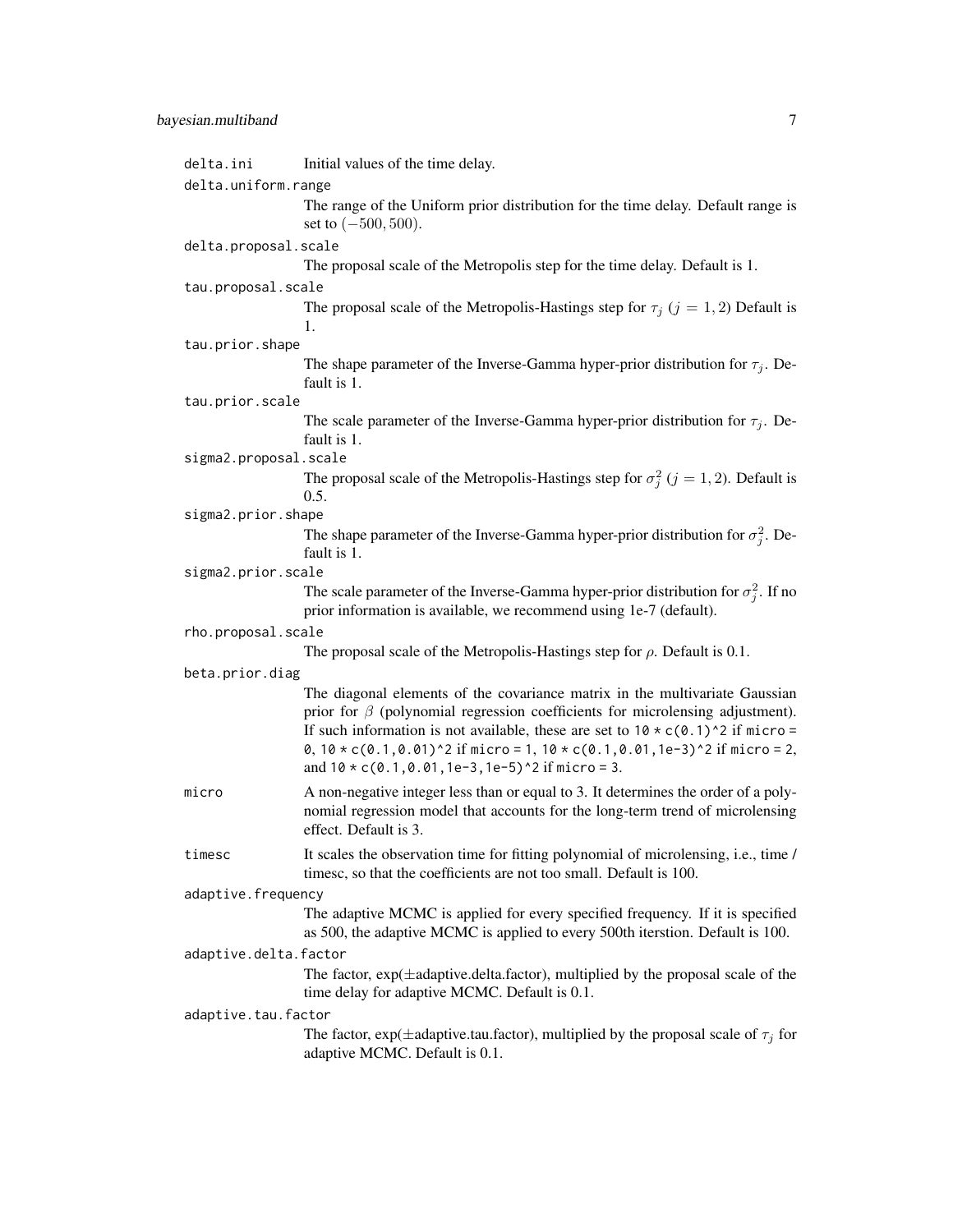`delta.ini`
: Initial values of the time delay.

`delta.uniform.range`
: The range of the Uniform prior distribution for the time delay. Default range is set to $(-500, 500)$.

`delta.proposal.scale`
: The proposal scale of the Metropolis step for the time delay. Default is 1.

`tau.proposal.scale`
: The proposal scale of the Metropolis-Hastings step for $\tau_j$ $(j = 1, 2)$ Default is 1.

`tau.prior.shape`
: The shape parameter of the Inverse-Gamma hyper-prior distribution for $\tau_j$. Default is 1.

`tau.prior.scale`
: The scale parameter of the Inverse-Gamma hyper-prior distribution for $\tau_j$. Default is 1.

`sigma2.proposal.scale`
: The proposal scale of the Metropolis-Hastings step for $\sigma_j^2$ $(j = 1, 2)$. Default is 0.5.

`sigma2.prior.shape`
: The shape parameter of the Inverse-Gamma hyper-prior distribution for $\sigma_j^2$. Default is 1.

`sigma2.prior.scale`
: The scale parameter of the Inverse-Gamma hyper-prior distribution for $\sigma_j^2$. If no prior information is available, we recommend using 1e-7 (default).

`rho.proposal.scale`
: The proposal scale of the Metropolis-Hastings step for $\rho$. Default is 0.1.

`beta.prior.diag`
: The diagonal elements of the covariance matrix in the multivariate Gaussian prior for $\beta$ (polynomial regression coefficients for microlensing adjustment). If such information is not available, these are set to `10 * c(0.1)^2` if `micro = 0`, `10 * c(0.1,0.01)^2` if `micro = 1`, `10 * c(0.1,0.01,1e-3)^2` if `micro = 2`, and `10 * c(0.1,0.01,1e-3,1e-5)^2` if `micro = 3`.

`micro`
: A non-negative integer less than or equal to 3. It determines the order of a polynomial regression model that accounts for the long-term trend of microlensing effect. Default is 3.

`timesc`
: It scales the observation time for fitting polynomial of microlensing, i.e., time / timesc, so that the coefficients are not too small. Default is 100.

`adaptive.frequency`
: The adaptive MCMC is applied for every specified frequency. If it is specified as 500, the adaptive MCMC is applied to every 500th iterstion. Default is 100.

`adaptive.delta.factor`
: The factor, exp($\pm$adaptive.delta.factor), multiplied by the proposal scale of the time delay for adaptive MCMC. Default is 0.1.

`adaptive.tau.factor`
: The factor, exp($\pm$adaptive.tau.factor), multiplied by the proposal scale of $\tau_j$ for adaptive MCMC. Default is 0.1.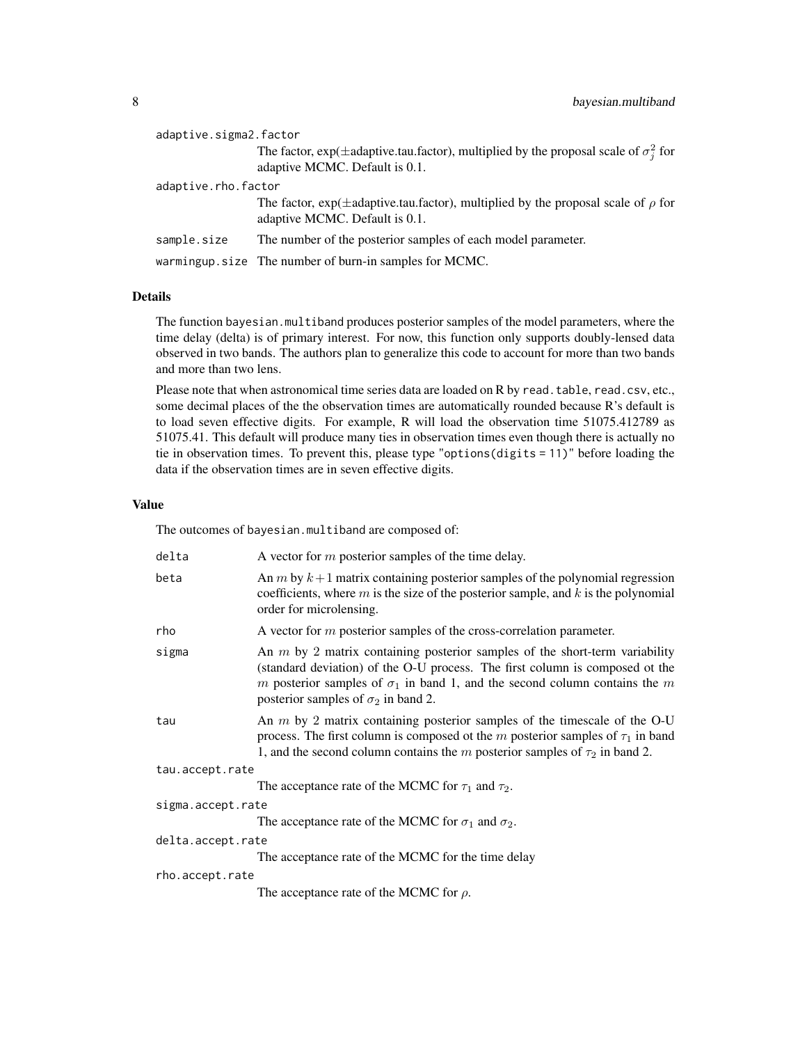adaptive.sigma2.factor
: The factor, exp(±adaptive.tau.factor), multiplied by the proposal scale of $\sigma_j^2$ for adaptive MCMC. Default is 0.1.

adaptive.rho.factor
: The factor, exp(±adaptive.tau.factor), multiplied by the proposal scale of $\rho$ for adaptive MCMC. Default is 0.1.

sample.size
: The number of the posterior samples of each model parameter.

warmingup.size
: The number of burn-in samples for MCMC.

### Details

The function `bayesian.multiband` produces posterior samples of the model parameters, where the time delay (delta) is of primary interest. For now, this function only supports doubly-lensed data observed in two bands. The authors plan to generalize this code to account for more than two bands and more than two lens.

Please note that when astronomical time series data are loaded on R by `read.table`, `read.csv`, etc., some decimal places of the the observation times are automatically rounded because R's default is to load seven effective digits. For example, R will load the observation time 51075.412789 as 51075.41. This default will produce many ties in observation times even though there is actually no tie in observation times. To prevent this, please type "`options(digits = 11)`" before loading the data if the observation times are in seven effective digits.

### Value

The outcomes of `bayesian.multiband` are composed of:

delta
: A vector for $m$ posterior samples of the time delay.

beta
: An $m$ by $k+1$ matrix containing posterior samples of the polynomial regression coefficients, where $m$ is the size of the posterior sample, and $k$ is the polynomial order for microlensing.

rho
: A vector for $m$ posterior samples of the cross-correlation parameter.

sigma
: An $m$ by 2 matrix containing posterior samples of the short-term variability (standard deviation) of the O-U process. The first column is composed ot the $m$ posterior samples of $\sigma_1$ in band 1, and the second column contains the $m$ posterior samples of $\sigma_2$ in band 2.

tau
: An $m$ by 2 matrix containing posterior samples of the timescale of the O-U process. The first column is composed ot the $m$ posterior samples of $\tau_1$ in band 1, and the second column contains the $m$ posterior samples of $\tau_2$ in band 2.

tau.accept.rate
: The acceptance rate of the MCMC for $\tau_1$ and $\tau_2$.

sigma.accept.rate
: The acceptance rate of the MCMC for $\sigma_1$ and $\sigma_2$.

delta.accept.rate
: The acceptance rate of the MCMC for the time delay

rho.accept.rate
: The acceptance rate of the MCMC for $\rho$.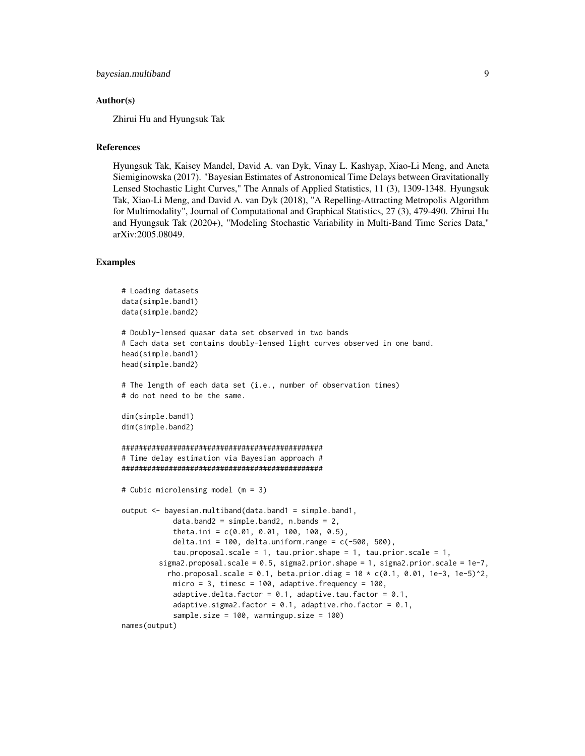## Author(s)

Zhirui Hu and Hyungsuk Tak

## References

Hyungsuk Tak, Kaisey Mandel, David A. van Dyk, Vinay L. Kashyap, Xiao-Li Meng, and Aneta Siemiginowska (2017). "Bayesian Estimates of Astronomical Time Delays between Gravitationally Lensed Stochastic Light Curves," The Annals of Applied Statistics, 11 (3), 1309-1348. Hyungsuk Tak, Xiao-Li Meng, and David A. van Dyk (2018), "A Repelling-Attracting Metropolis Algorithm for Multimodality", Journal of Computational and Graphical Statistics, 27 (3), 479-490. Zhirui Hu and Hyungsuk Tak (2020+), "Modeling Stochastic Variability in Multi-Band Time Series Data," arXiv:2005.08049.

## Examples

```
# Loading datasets
data(simple.band1)
data(simple.band2)

# Doubly-lensed quasar data set observed in two bands
# Each data set contains doubly-lensed light curves observed in one band.
head(simple.band1)
head(simple.band2)

# The length of each data set (i.e., number of observation times)
# do not need to be the same.

dim(simple.band1)
dim(simple.band2)

###############################################
# Time delay estimation via Bayesian approach #
###############################################

# Cubic microlensing model (m = 3)

output <- bayesian.multiband(data.band1 = simple.band1,
            data.band2 = simple.band2, n.bands = 2,
            theta.ini = c(0.01, 0.01, 100, 100, 0.5),
            delta.ini = 100, delta.uniform.range = c(-500, 500),
            tau.proposal.scale = 1, tau.prior.shape = 1, tau.prior.scale = 1,
        sigma2.proposal.scale = 0.5, sigma2.prior.shape = 1, sigma2.prior.scale = 1e-7,
          rho.proposal.scale = 0.1, beta.prior.diag = 10 * c(0.1, 0.01, 1e-3, 1e-5)^2,
            micro = 3, timesc = 100, adaptive.frequency = 100,
            adaptive.delta.factor = 0.1, adaptive.tau.factor = 0.1,
            adaptive.sigma2.factor = 0.1, adaptive.rho.factor = 0.1,
            sample.size = 100, warmingup.size = 100)
names(output)
```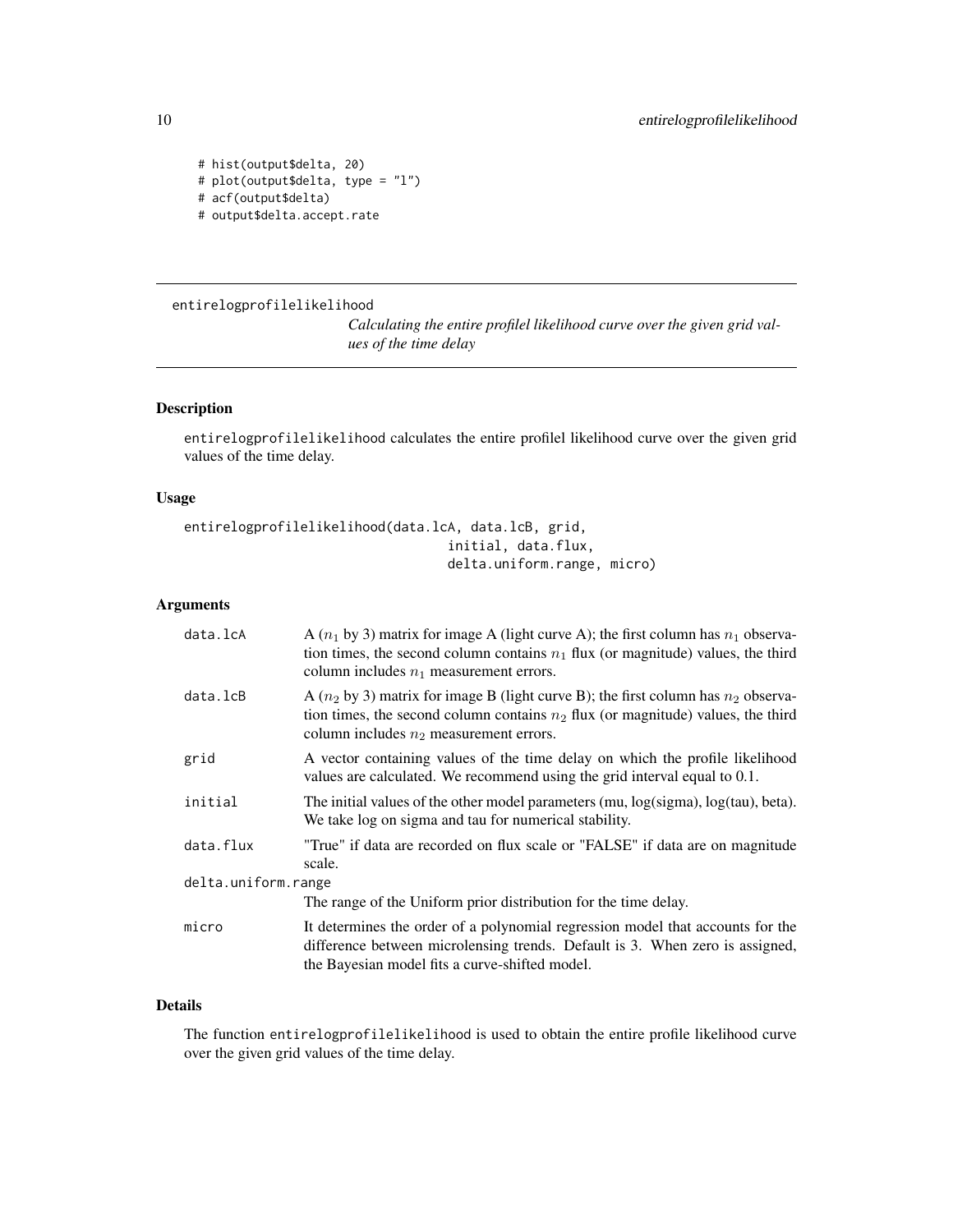```
# hist(output$delta, 20)
# plot(output$delta, type = "l")
# acf(output$delta)
# output$delta.accept.rate
```

---

entirelogprofilelikelihood

*Calculating the entire profilel likelihood curve over the given grid values of the time delay*

---

## Description

entirelogprofilelikelihood calculates the entire profilel likelihood curve over the given grid values of the time delay.

## Usage

```
entirelogprofilelikelihood(data.lcA, data.lcB, grid,
                                  initial, data.flux,
                                  delta.uniform.range, micro)
```

## Arguments

| | |
|---|---|
| data.lcA | A ($n_1$ by 3) matrix for image A (light curve A); the first column has $n_1$ observation times, the second column contains $n_1$ flux (or magnitude) values, the third column includes $n_1$ measurement errors. |
| data.lcB | A ($n_2$ by 3) matrix for image B (light curve B); the first column has $n_2$ observation times, the second column contains $n_2$ flux (or magnitude) values, the third column includes $n_2$ measurement errors. |
| grid | A vector containing values of the time delay on which the profile likelihood values are calculated. We recommend using the grid interval equal to 0.1. |
| initial | The initial values of the other model parameters (mu, log(sigma), log(tau), beta). We take log on sigma and tau for numerical stability. |
| data.flux | "True" if data are recorded on flux scale or "FALSE" if data are on magnitude scale. |
| delta.uniform.range | The range of the Uniform prior distribution for the time delay. |
| micro | It determines the order of a polynomial regression model that accounts for the difference between microlensing trends. Default is 3. When zero is assigned, the Bayesian model fits a curve-shifted model. |

## Details

The function entirelogprofilelikelihood is used to obtain the entire profile likelihood curve over the given grid values of the time delay.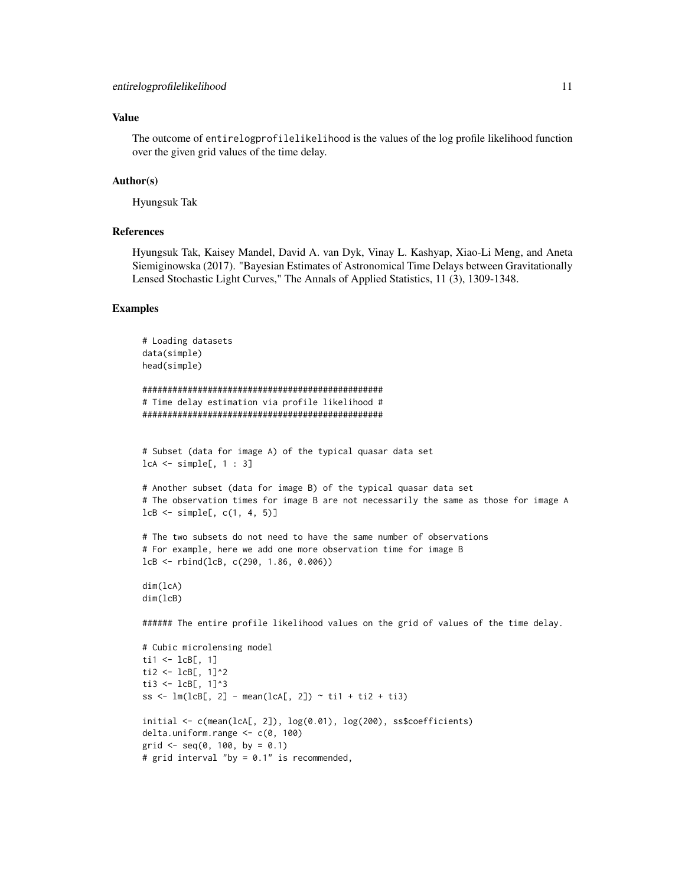### Value

The outcome of `entirelogprofilelikelihood` is the values of the log profile likelihood function over the given grid values of the time delay.

### Author(s)

Hyungsuk Tak

### References

Hyungsuk Tak, Kaisey Mandel, David A. van Dyk, Vinay L. Kashyap, Xiao-Li Meng, and Aneta Siemiginowska (2017). "Bayesian Estimates of Astronomical Time Delays between Gravitationally Lensed Stochastic Light Curves," The Annals of Applied Statistics, 11 (3), 1309-1348.

### Examples

```
# Loading datasets
data(simple)
head(simple)

################################################
# Time delay estimation via profile likelihood #
################################################


# Subset (data for image A) of the typical quasar data set
lcA <- simple[, 1 : 3]

# Another subset (data for image B) of the typical quasar data set
# The observation times for image B are not necessarily the same as those for image A
lcB <- simple[, c(1, 4, 5)]

# The two subsets do not need to have the same number of observations
# For example, here we add one more observation time for image B
lcB <- rbind(lcB, c(290, 1.86, 0.006))

dim(lcA)
dim(lcB)

###### The entire profile likelihood values on the grid of values of the time delay.

# Cubic microlensing model
ti1 <- lcB[, 1]
ti2 <- lcB[, 1]^2
ti3 <- lcB[, 1]^3
ss <- lm(lcB[, 2] - mean(lcA[, 2]) ~ ti1 + ti2 + ti3)

initial <- c(mean(lcA[, 2]), log(0.01), log(200), ss$coefficients)
delta.uniform.range <- c(0, 100)
grid <- seq(0, 100, by = 0.1)
# grid interval "by = 0.1" is recommended,
```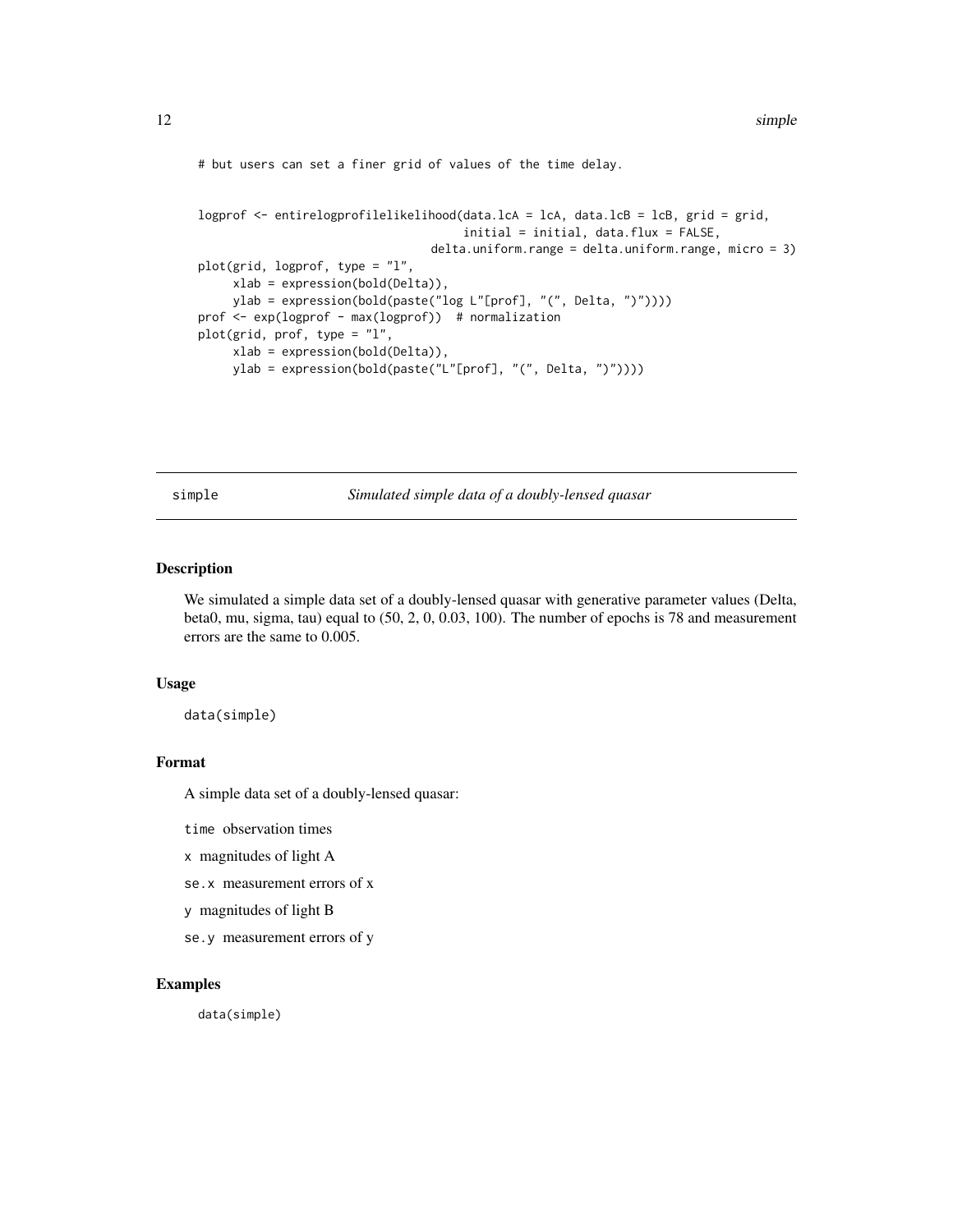```
# but users can set a finer grid of values of the time delay.


logprof <- entirelogprofilelikelihood(data.lcA = lcA, data.lcB = lcB, grid = grid,
                                      initial = initial, data.flux = FALSE,
                                    delta.uniform.range = delta.uniform.range, micro = 3)
plot(grid, logprof, type = "l",
     xlab = expression(bold(Delta)),
     ylab = expression(bold(paste("log L"[prof], "(", Delta, ")"))))
prof <- exp(logprof - max(logprof))  # normalization
plot(grid, prof, type = "l",
     xlab = expression(bold(Delta)),
     ylab = expression(bold(paste("L"[prof], "(", Delta, ")"))))
```

---

`simple` *Simulated simple data of a doubly-lensed quasar*

---

### Description

We simulated a simple data set of a doubly-lensed quasar with generative parameter values (Delta, beta0, mu, sigma, tau) equal to (50, 2, 0, 0.03, 100). The number of epochs is 78 and measurement errors are the same to 0.005.

### Usage

```
data(simple)
```

### Format

A simple data set of a doubly-lensed quasar:

`time` observation times

`x` magnitudes of light A

`se.x` measurement errors of x

`y` magnitudes of light B

`se.y` measurement errors of y

### Examples

```
data(simple)
```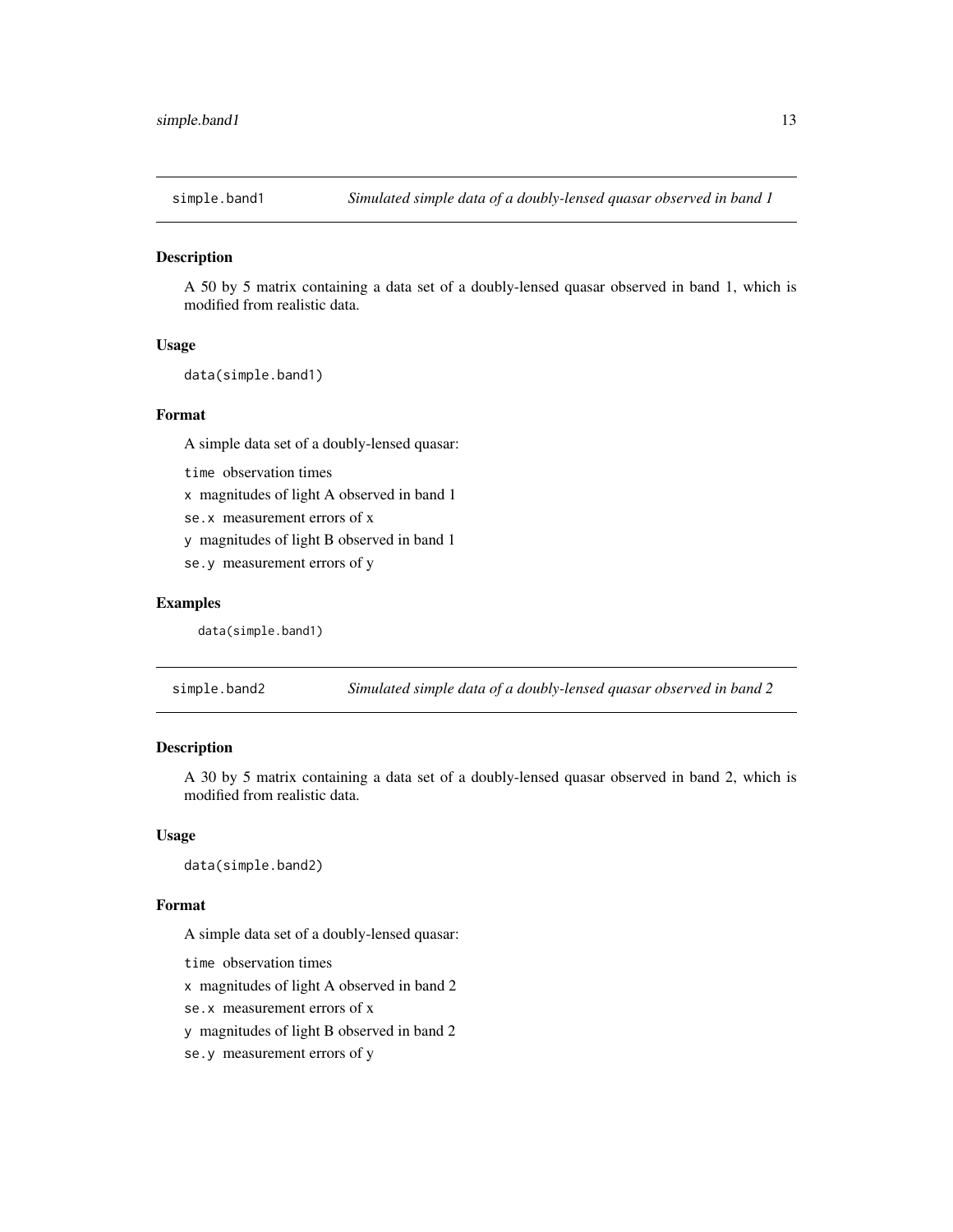## simple.band1 — *Simulated simple data of a doubly-lensed quasar observed in band 1*

### Description

A 50 by 5 matrix containing a data set of a doubly-lensed quasar observed in band 1, which is modified from realistic data.

### Usage

```
data(simple.band1)
```

### Format

A simple data set of a doubly-lensed quasar:

- `time` observation times
- `x` magnitudes of light A observed in band 1
- `se.x` measurement errors of x
- `y` magnitudes of light B observed in band 1
- `se.y` measurement errors of y

### Examples

```
data(simple.band1)
```

## simple.band2 — *Simulated simple data of a doubly-lensed quasar observed in band 2*

### Description

A 30 by 5 matrix containing a data set of a doubly-lensed quasar observed in band 2, which is modified from realistic data.

### Usage

```
data(simple.band2)
```

### Format

A simple data set of a doubly-lensed quasar:

- `time` observation times
- `x` magnitudes of light A observed in band 2
- `se.x` measurement errors of x
- `y` magnitudes of light B observed in band 2
- `se.y` measurement errors of y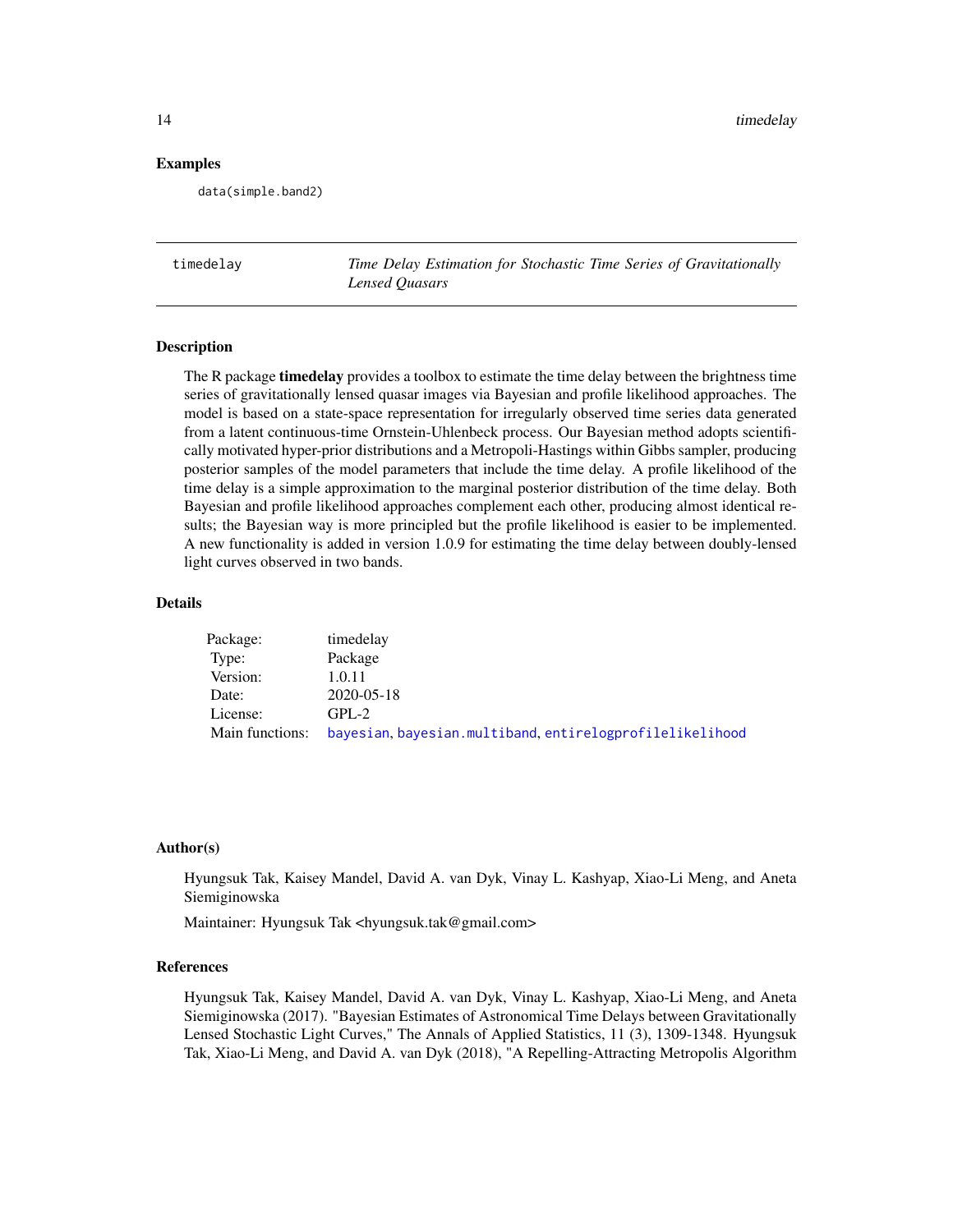### Examples

```
data(simple.band2)
```

---

## timedelay — *Time Delay Estimation for Stochastic Time Series of Gravitationally Lensed Quasars*

---

### Description

The R package **timedelay** provides a toolbox to estimate the time delay between the brightness time series of gravitationally lensed quasar images via Bayesian and profile likelihood approaches. The model is based on a state-space representation for irregularly observed time series data generated from a latent continuous-time Ornstein-Uhlenbeck process. Our Bayesian method adopts scientifically motivated hyper-prior distributions and a Metropoli-Hastings within Gibbs sampler, producing posterior samples of the model parameters that include the time delay. A profile likelihood of the time delay is a simple approximation to the marginal posterior distribution of the time delay. Both Bayesian and profile likelihood approaches complement each other, producing almost identical results; the Bayesian way is more principled but the profile likelihood is easier to be implemented. A new functionality is added in version 1.0.9 for estimating the time delay between doubly-lensed light curves observed in two bands.

### Details

| | |
|---|---|
| Package: | timedelay |
| Type: | Package |
| Version: | 1.0.11 |
| Date: | 2020-05-18 |
| License: | GPL-2 |
| Main functions: | `bayesian`, `bayesian.multiband`, `entirelogprofilelikelihood` |

### Author(s)

Hyungsuk Tak, Kaisey Mandel, David A. van Dyk, Vinay L. Kashyap, Xiao-Li Meng, and Aneta Siemiginowska

Maintainer: Hyungsuk Tak <hyungsuk.tak@gmail.com>

### References

Hyungsuk Tak, Kaisey Mandel, David A. van Dyk, Vinay L. Kashyap, Xiao-Li Meng, and Aneta Siemiginowska (2017). "Bayesian Estimates of Astronomical Time Delays between Gravitationally Lensed Stochastic Light Curves," The Annals of Applied Statistics, 11 (3), 1309-1348. Hyungsuk Tak, Xiao-Li Meng, and David A. van Dyk (2018), "A Repelling-Attracting Metropolis Algorithm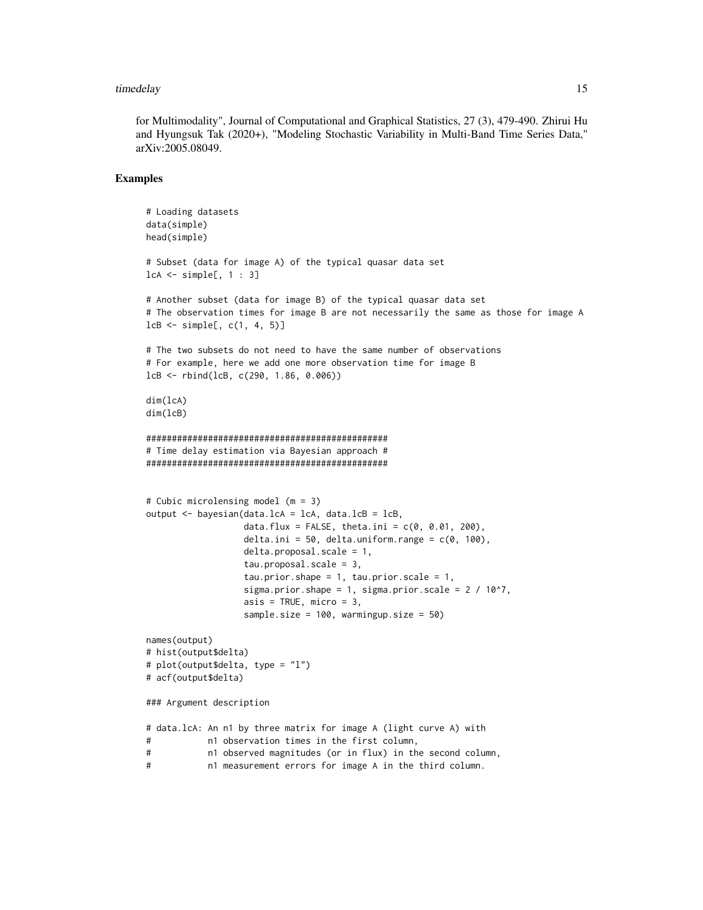for Multimodality", Journal of Computational and Graphical Statistics, 27 (3), 479-490. Zhirui Hu and Hyungsuk Tak (2020+), "Modeling Stochastic Variability in Multi-Band Time Series Data," arXiv:2005.08049.

## Examples

```
# Loading datasets
data(simple)
head(simple)

# Subset (data for image A) of the typical quasar data set
lcA <- simple[, 1 : 3]

# Another subset (data for image B) of the typical quasar data set
# The observation times for image B are not necessarily the same as those for image A
lcB <- simple[, c(1, 4, 5)]

# The two subsets do not need to have the same number of observations
# For example, here we add one more observation time for image B
lcB <- rbind(lcB, c(290, 1.86, 0.006))

dim(lcA)
dim(lcB)

###############################################
# Time delay estimation via Bayesian approach #
###############################################


# Cubic microlensing model (m = 3)
output <- bayesian(data.lcA = lcA, data.lcB = lcB,
                   data.flux = FALSE, theta.ini = c(0, 0.01, 200),
                   delta.ini = 50, delta.uniform.range = c(0, 100),
                   delta.proposal.scale = 1,
                   tau.proposal.scale = 3,
                   tau.prior.shape = 1, tau.prior.scale = 1,
                   sigma.prior.shape = 1, sigma.prior.scale = 2 / 10^7,
                   asis = TRUE, micro = 3,
                   sample.size = 100, warmingup.size = 50)

names(output)
# hist(output$delta)
# plot(output$delta, type = "l")
# acf(output$delta)

### Argument description

# data.lcA: An n1 by three matrix for image A (light curve A) with
#           n1 observation times in the first column,
#           n1 observed magnitudes (or in flux) in the second column,
#           n1 measurement errors for image A in the third column.
```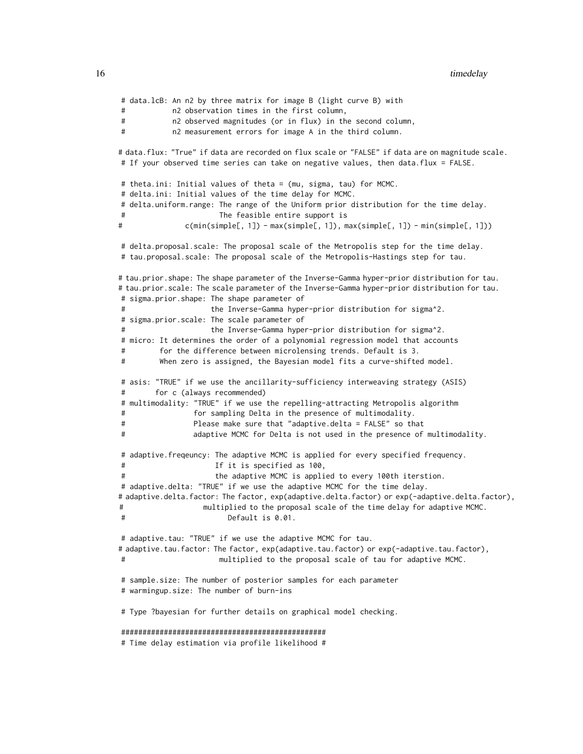```
 # data.lcB: An n2 by three matrix for image B (light curve B) with
 #           n2 observation times in the first column,
 #           n2 observed magnitudes (or in flux) in the second column,
 #           n2 measurement errors for image A in the third column.

# data.flux: "True" if data are recorded on flux scale or "FALSE" if data are on magnitude scale.
 # If your observed time series can take on negative values, then data.flux = FALSE.

 # theta.ini: Initial values of theta = (mu, sigma, tau) for MCMC.
 # delta.ini: Initial values of the time delay for MCMC.
 # delta.uniform.range: The range of the Uniform prior distribution for the time delay.
 #                      The feasible entire support is
#               c(min(simple[, 1]) - max(simple[, 1]), max(simple[, 1]) - min(simple[, 1]))

 # delta.proposal.scale: The proposal scale of the Metropolis step for the time delay.
 # tau.proposal.scale: The proposal scale of the Metropolis-Hastings step for tau.

# tau.prior.shape: The shape parameter of the Inverse-Gamma hyper-prior distribution for tau.
# tau.prior.scale: The scale parameter of the Inverse-Gamma hyper-prior distribution for tau.
 # sigma.prior.shape: The shape parameter of
 #                    the Inverse-Gamma hyper-prior distribution for sigma^2.
 # sigma.prior.scale: The scale parameter of
 #                    the Inverse-Gamma hyper-prior distribution for sigma^2.
 # micro: It determines the order of a polynomial regression model that accounts
 #        for the difference between microlensing trends. Default is 3.
 #        When zero is assigned, the Bayesian model fits a curve-shifted model.

 # asis: "TRUE" if we use the ancillarity-sufficiency interweaving strategy (ASIS)
 #       for c (always recommended)
 # multimodality: "TRUE" if we use the repelling-attracting Metropolis algorithm
 #                for sampling Delta in the presence of multimodality.
 #                Please make sure that "adaptive.delta = FALSE" so that
 #                adaptive MCMC for Delta is not used in the presence of multimodality.

 # adaptive.freqeuncy: The adaptive MCMC is applied for every specified frequency.
 #                     If it is specified as 100,
 #                     the adaptive MCMC is applied to every 100th iterstion.
 # adaptive.delta: "TRUE" if we use the adaptive MCMC for the time delay.
# adaptive.delta.factor: The factor, exp(adaptive.delta.factor) or exp(-adaptive.delta.factor),
#                  multiplied to the proposal scale of the time delay for adaptive MCMC.
 #                       Default is 0.01.

 # adaptive.tau: "TRUE" if we use the adaptive MCMC for tau.
# adaptive.tau.factor: The factor, exp(adaptive.tau.factor) or exp(-adaptive.tau.factor),
 #                     multiplied to the proposal scale of tau for adaptive MCMC.

 # sample.size: The number of posterior samples for each parameter
 # warmingup.size: The number of burn-ins

 # Type ?bayesian for further details on graphical model checking.

 ###############################################
 # Time delay estimation via profile likelihood #
```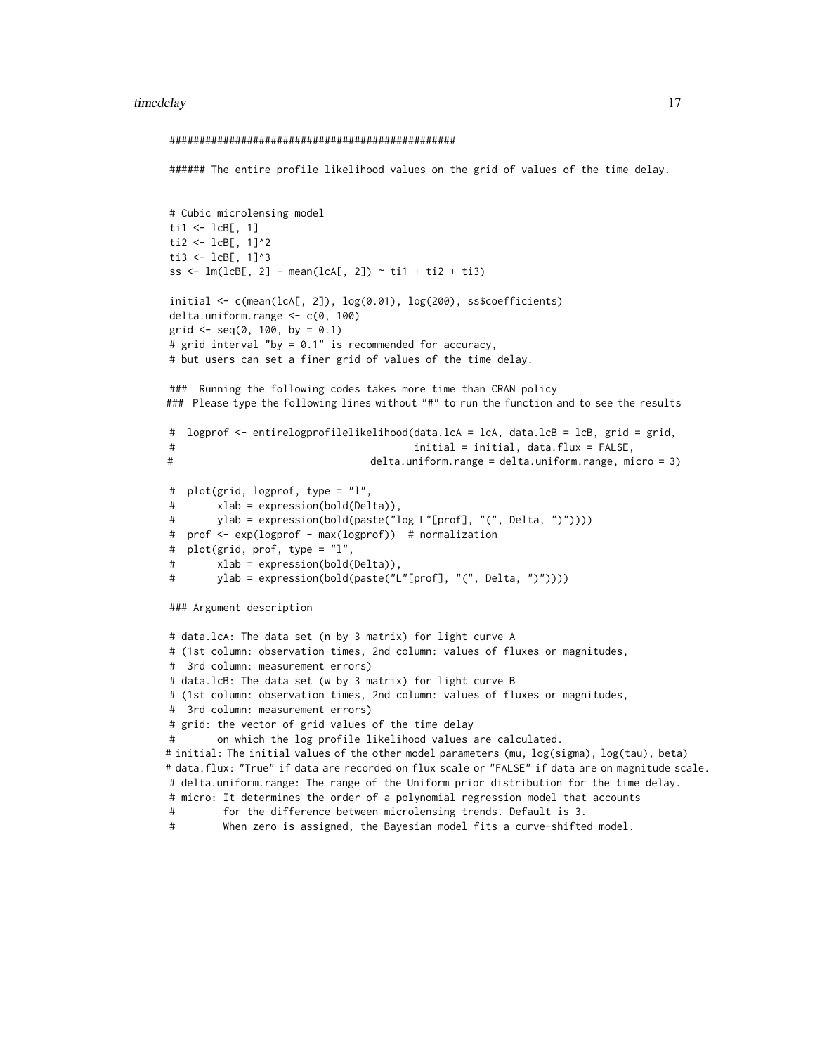```
################################################

###### The entire profile likelihood values on the grid of values of the time delay.


# Cubic microlensing model
ti1 <- lcB[, 1]
ti2 <- lcB[, 1]^2
ti3 <- lcB[, 1]^3
ss <- lm(lcB[, 2] - mean(lcA[, 2]) ~ ti1 + ti2 + ti3)

initial <- c(mean(lcA[, 2]), log(0.01), log(200), ss$coefficients)
delta.uniform.range <- c(0, 100)
grid <- seq(0, 100, by = 0.1)
# grid interval "by = 0.1" is recommended for accuracy,
# but users can set a finer grid of values of the time delay.

###  Running the following codes takes more time than CRAN policy
###  Please type the following lines without "#" to run the function and to see the results

#  logprof <- entirelogprofilelikelihood(data.lcA = lcA, data.lcB = lcB, grid = grid,
#                                         initial = initial, data.flux = FALSE,
#                                 delta.uniform.range = delta.uniform.range, micro = 3)

#  plot(grid, logprof, type = "l",
#       xlab = expression(bold(Delta)),
#       ylab = expression(bold(paste("log L"[prof], "(", Delta, ")"))))
#  prof <- exp(logprof - max(logprof))  # normalization
#  plot(grid, prof, type = "l",
#       xlab = expression(bold(Delta)),
#       ylab = expression(bold(paste("L"[prof], "(", Delta, ")"))))

### Argument description

# data.lcA: The data set (n by 3 matrix) for light curve A
# (1st column: observation times, 2nd column: values of fluxes or magnitudes,
#  3rd column: measurement errors)
# data.lcB: The data set (w by 3 matrix) for light curve B
# (1st column: observation times, 2nd column: values of fluxes or magnitudes,
#  3rd column: measurement errors)
# grid: the vector of grid values of the time delay
#       on which the log profile likelihood values are calculated.
# initial: The initial values of the other model parameters (mu, log(sigma), log(tau), beta)
# data.flux: "True" if data are recorded on flux scale or "FALSE" if data are on magnitude scale.
# delta.uniform.range: The range of the Uniform prior distribution for the time delay.
# micro: It determines the order of a polynomial regression model that accounts
#        for the difference between microlensing trends. Default is 3.
#        When zero is assigned, the Bayesian model fits a curve-shifted model.
```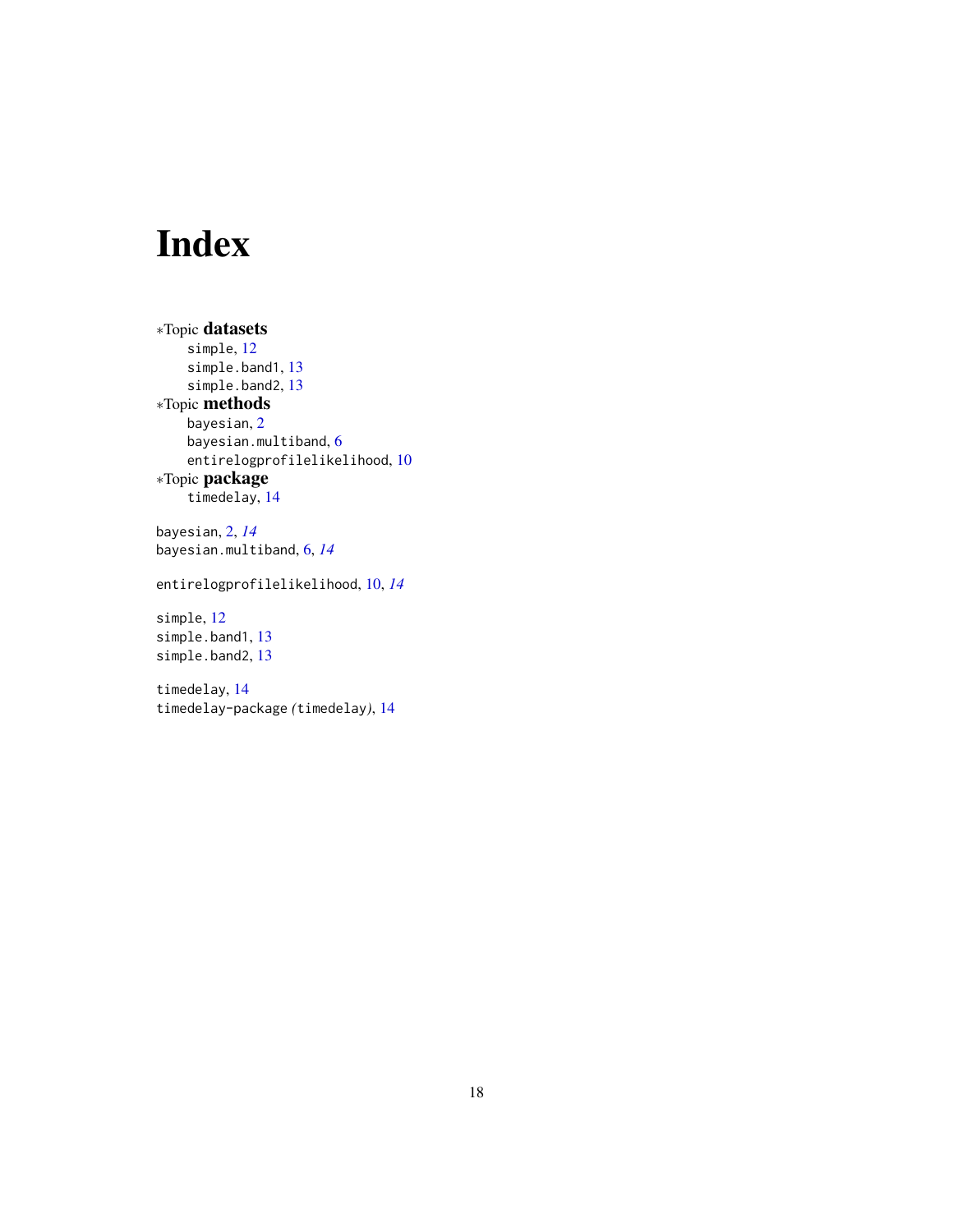# Index

*Topic **datasets**

- simple, 12
- simple.band1, 13
- simple.band2, 13

*Topic **methods**

- bayesian, 2
- bayesian.multiband, 6
- entirelogprofilelikelihood, 10

*Topic **package**

- timedelay, 14

bayesian, 2, *14*
bayesian.multiband, 6, *14*

entirelogprofilelikelihood, 10, *14*

simple, 12
simple.band1, 13
simple.band2, 13

timedelay, 14
timedelay-package *(*timedelay*)*, 14